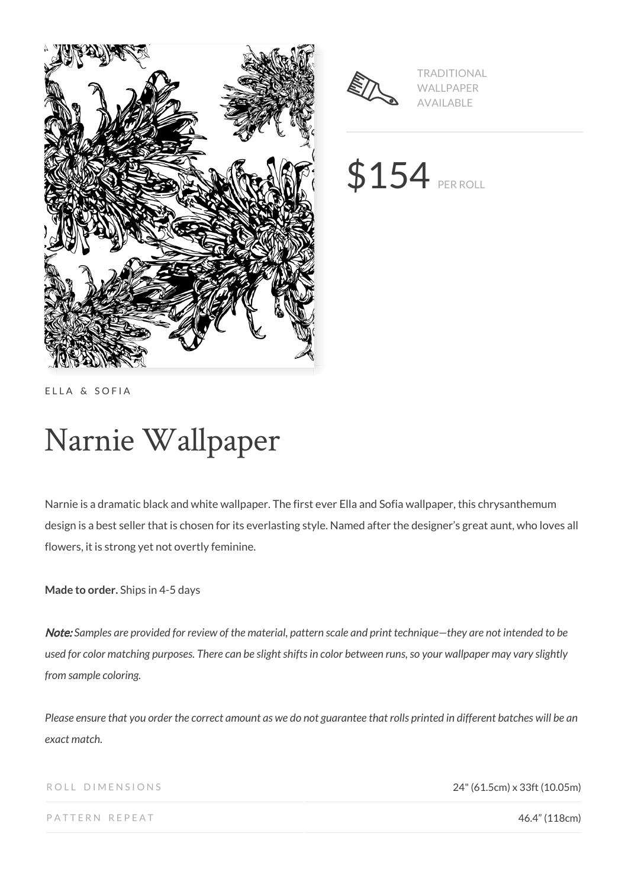TRADITIONAL WALLPAPER AVAILABLE

$154 PER ROLL

ELLA & SOFIA

# Narnie Wallpaper

Narnie is a dramatic black and white wallpaper. The first ever Ella and Sofia wallpaper, this chrysanthemum design is a best seller that is chosen for its everlasting style. Named after the designer's great aunt, who loves all flowers, it is strong yet not overtly feminine.

**Made to order.** Ships in 4-5 days

***Note:*** *Samples are provided for review of the material, pattern scale and print technique—they are not intended to be used for color matching purposes. There can be slight shifts in color between runs, so your wallpaper may vary slightly from sample coloring.*

*Please ensure that you order the correct amount as we do not guarantee that rolls printed in different batches will be an exact match.*

| | |
|---|---|
| ROLL DIMENSIONS | 24" (61.5cm) x 33ft (10.05m) |
| PATTERN REPEAT | 46.4" (118cm) |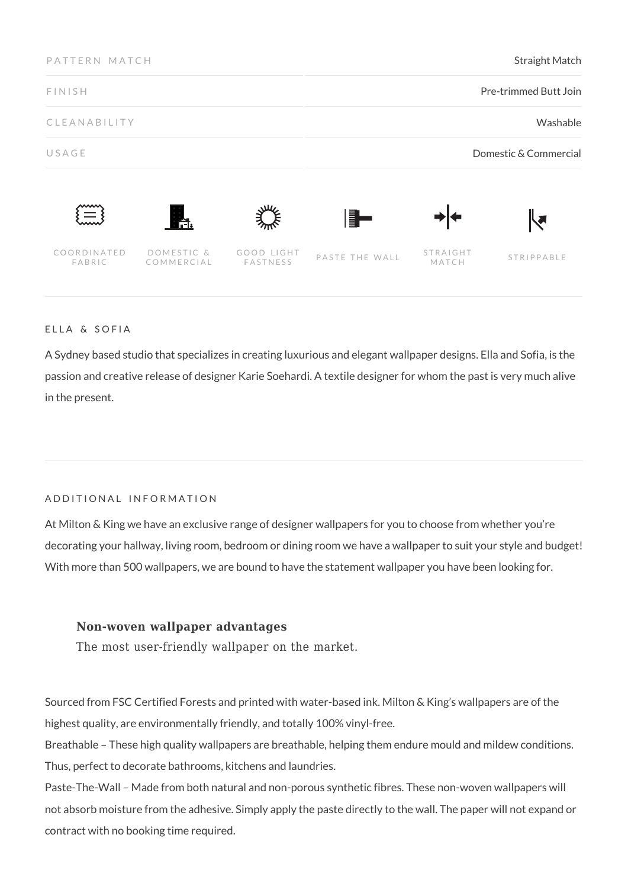| PATTERN MATCH | Straight Match |
| --- | --- |
| FINISH | Pre-trimmed Butt Join |
| CLEANABILITY | Washable |
| USAGE | Domestic & Commercial |

COORDINATED FABRIC | DOMESTIC & COMMERCIAL | GOOD LIGHT FASTNESS | PASTE THE WALL | STRAIGHT MATCH | STRIPPABLE

## ELLA & SOFIA

A Sydney based studio that specializes in creating luxurious and elegant wallpaper designs. Ella and Sofia, is the passion and creative release of designer Karie Soehardi. A textile designer for whom the past is very much alive in the present.

## ADDITIONAL INFORMATION

At Milton & King we have an exclusive range of designer wallpapers for you to choose from whether you're decorating your hallway, living room, bedroom or dining room we have a wallpaper to suit your style and budget! With more than 500 wallpapers, we are bound to have the statement wallpaper you have been looking for.

**Non-woven wallpaper advantages**
The most user-friendly wallpaper on the market.

Sourced from FSC Certified Forests and printed with water-based ink. Milton & King's wallpapers are of the highest quality, are environmentally friendly, and totally 100% vinyl-free.
Breathable – These high quality wallpapers are breathable, helping them endure mould and mildew conditions. Thus, perfect to decorate bathrooms, kitchens and laundries.
Paste-The-Wall – Made from both natural and non-porous synthetic fibres. These non-woven wallpapers will not absorb moisture from the adhesive. Simply apply the paste directly to the wall. The paper will not expand or contract with no booking time required.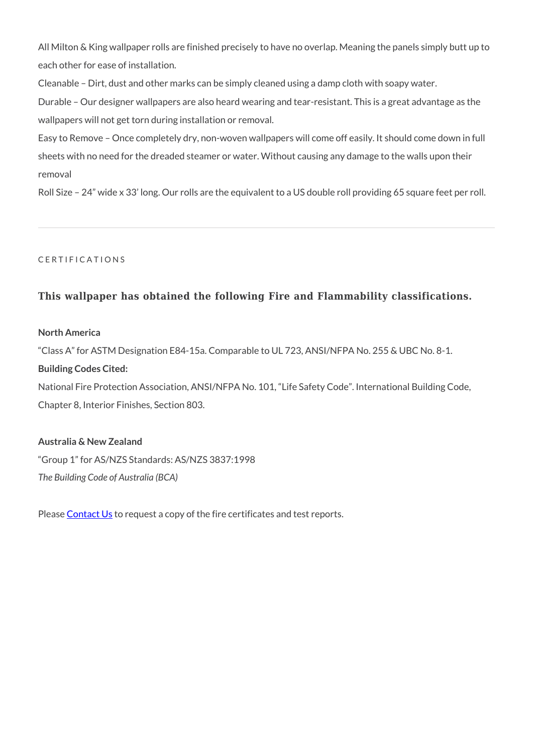All Milton & King wallpaper rolls are finished precisely to have no overlap. Meaning the panels simply butt up to each other for ease of installation.

Cleanable – Dirt, dust and other marks can be simply cleaned using a damp cloth with soapy water.

Durable – Our designer wallpapers are also heard wearing and tear-resistant. This is a great advantage as the wallpapers will not get torn during installation or removal.

Easy to Remove – Once completely dry, non-woven wallpapers will come off easily. It should come down in full sheets with no need for the dreaded steamer or water. Without causing any damage to the walls upon their removal

Roll Size – 24" wide x 33' long. Our rolls are the equivalent to a US double roll providing 65 square feet per roll.

---

CERTIFICATIONS

### This wallpaper has obtained the following Fire and Flammability classifications.

**North America**

"Class A" for ASTM Designation E84-15a. Comparable to UL 723, ANSI/NFPA No. 255 & UBC No. 8-1.

**Building Codes Cited:**

National Fire Protection Association, ANSI/NFPA No. 101, "Life Safety Code". International Building Code, Chapter 8, Interior Finishes, Section 803.

**Australia & New Zealand**

"Group 1" for AS/NZS Standards: AS/NZS 3837:1998

*The Building Code of Australia (BCA)*

Please Contact Us to request a copy of the fire certificates and test reports.